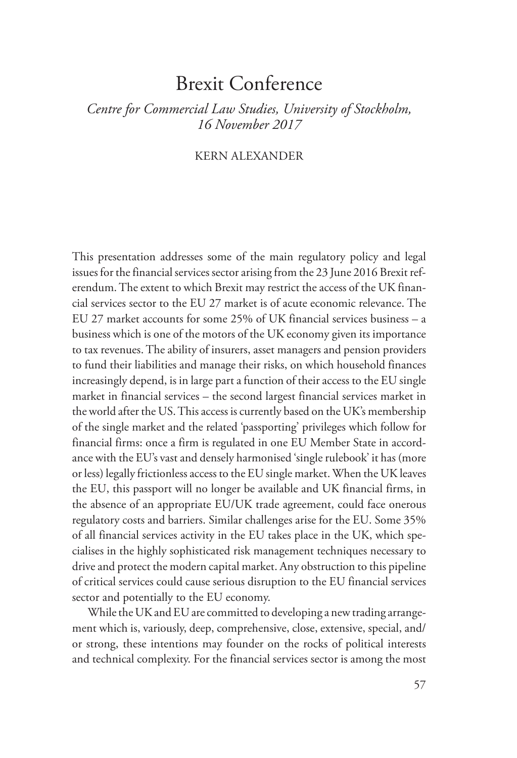# Brexit Conference

*Centre for Commercial Law Studies, University of Stockholm, 16 November 2017*

KERN ALEXANDER

This presentation addresses some of the main regulatory policy and legal issues for the financial services sector arising from the 23 June 2016 Brexit referendum. The extent to which Brexit may restrict the access of the UK financial services sector to the EU 27 market is of acute economic relevance. The EU 27 market accounts for some 25% of UK financial services business – a business which is one of the motors of the UK economy given its importance to tax revenues. The ability of insurers, asset managers and pension providers to fund their liabilities and manage their risks, on which household finances increasingly depend, is in large part a function of their access to the EU single market in financial services – the second largest financial services market in the world after the US. This access is currently based on the UK's membership of the single market and the related 'passporting' privileges which follow for financial firms: once a firm is regulated in one EU Member State in accordance with the EU's vast and densely harmonised 'single rulebook' it has (more or less) legally frictionless access to the EU single market. When the UK leaves the EU, this passport will no longer be available and UK financial firms, in the absence of an appropriate EU/UK trade agreement, could face onerous regulatory costs and barriers. Similar challenges arise for the EU. Some 35% of all financial services activity in the EU takes place in the UK, which specialises in the highly sophisticated risk management techniques necessary to drive and protect the modern capital market. Any obstruction to this pipeline of critical services could cause serious disruption to the EU financial services sector and potentially to the EU economy.

While the UK and EU are committed to developing a new trading arrangement which is, variously, deep, comprehensive, close, extensive, special, and/or strong, these intentions may founder on the rocks of political interests and technical complexity. For the financial services sector is among the most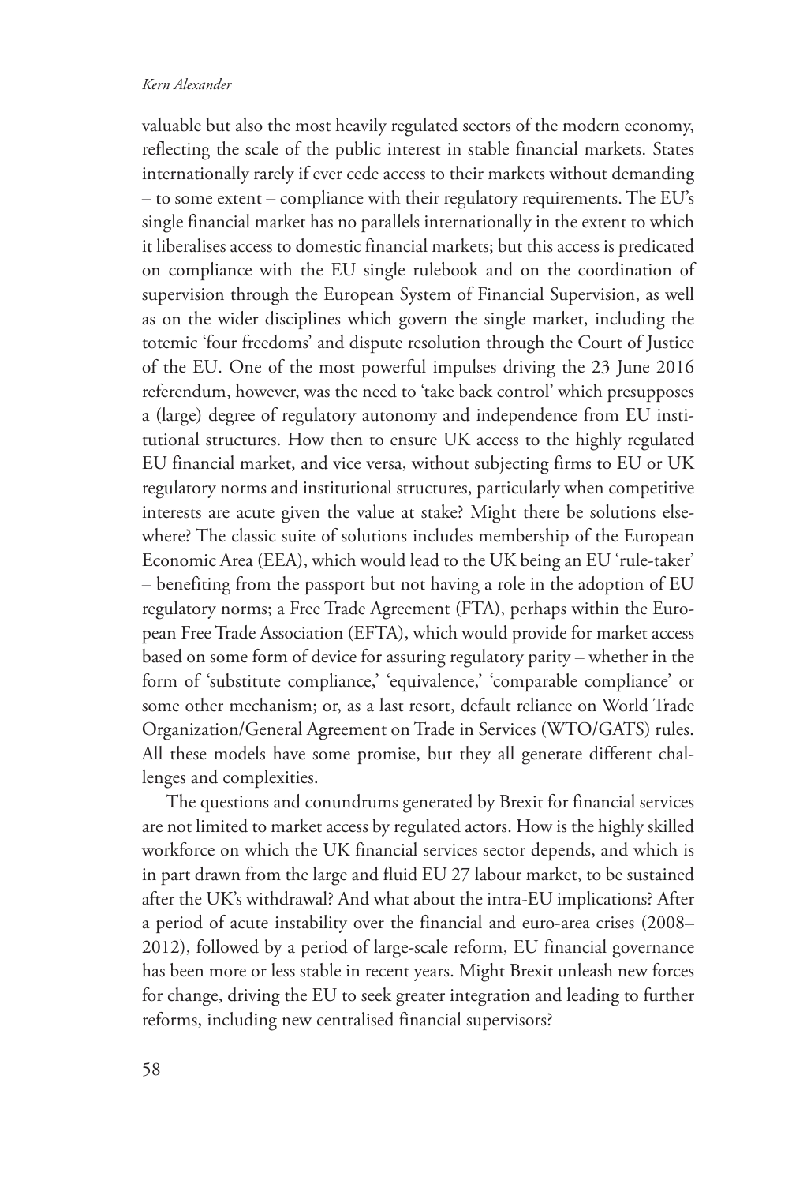valuable but also the most heavily regulated sectors of the modern economy, reflecting the scale of the public interest in stable financial markets. States internationally rarely if ever cede access to their markets without demanding – to some extent – compliance with their regulatory requirements. The EU's single financial market has no parallels internationally in the extent to which it liberalises access to domestic financial markets; but this access is predicated on compliance with the EU single rulebook and on the coordination of supervision through the European System of Financial Supervision, as well as on the wider disciplines which govern the single market, including the totemic 'four freedoms' and dispute resolution through the Court of Justice of the EU. One of the most powerful impulses driving the 23 June 2016 referendum, however, was the need to 'take back control' which presupposes a (large) degree of regulatory autonomy and independence from EU institutional structures. How then to ensure UK access to the highly regulated EU financial market, and vice versa, without subjecting firms to EU or UK regulatory norms and institutional structures, particularly when competitive interests are acute given the value at stake? Might there be solutions elsewhere? The classic suite of solutions includes membership of the European Economic Area (EEA), which would lead to the UK being an EU 'rule-taker' – benefiting from the passport but not having a role in the adoption of EU regulatory norms; a Free Trade Agreement (FTA), perhaps within the European Free Trade Association (EFTA), which would provide for market access based on some form of device for assuring regulatory parity – whether in the form of 'substitute compliance,' 'equivalence,' 'comparable compliance' or some other mechanism; or, as a last resort, default reliance on World Trade Organization/General Agreement on Trade in Services (WTO/GATS) rules. All these models have some promise, but they all generate different challenges and complexities.

The questions and conundrums generated by Brexit for financial services are not limited to market access by regulated actors. How is the highly skilled workforce on which the UK financial services sector depends, and which is in part drawn from the large and fluid EU 27 labour market, to be sustained after the UK's withdrawal? And what about the intra-EU implications? After a period of acute instability over the financial and euro-area crises (2008–2012), followed by a period of large-scale reform, EU financial governance has been more or less stable in recent years. Might Brexit unleash new forces for change, driving the EU to seek greater integration and leading to further reforms, including new centralised financial supervisors?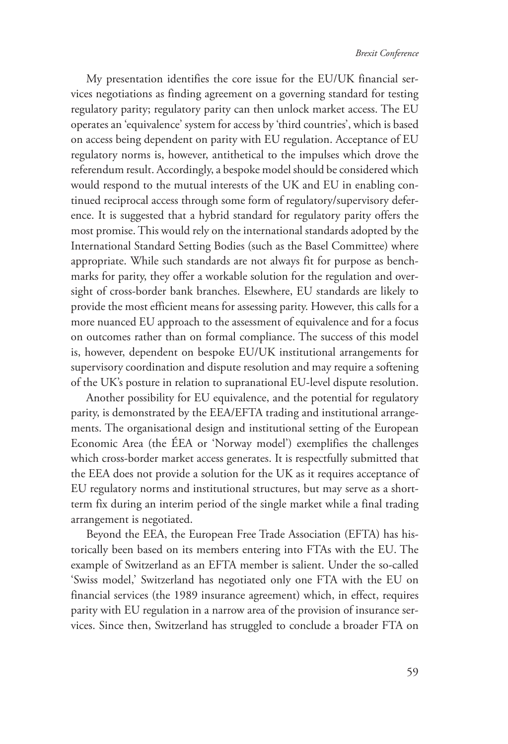My presentation identifies the core issue for the EU/UK financial services negotiations as finding agreement on a governing standard for testing regulatory parity; regulatory parity can then unlock market access. The EU operates an 'equivalence' system for access by 'third countries', which is based on access being dependent on parity with EU regulation. Acceptance of EU regulatory norms is, however, antithetical to the impulses which drove the referendum result. Accordingly, a bespoke model should be considered which would respond to the mutual interests of the UK and EU in enabling continued reciprocal access through some form of regulatory/supervisory deference. It is suggested that a hybrid standard for regulatory parity offers the most promise. This would rely on the international standards adopted by the International Standard Setting Bodies (such as the Basel Committee) where appropriate. While such standards are not always fit for purpose as benchmarks for parity, they offer a workable solution for the regulation and oversight of cross-border bank branches. Elsewhere, EU standards are likely to provide the most efficient means for assessing parity. However, this calls for a more nuanced EU approach to the assessment of equivalence and for a focus on outcomes rather than on formal compliance. The success of this model is, however, dependent on bespoke EU/UK institutional arrangements for supervisory coordination and dispute resolution and may require a softening of the UK's posture in relation to supranational EU-level dispute resolution.

Another possibility for EU equivalence, and the potential for regulatory parity, is demonstrated by the EEA/EFTA trading and institutional arrangements. The organisational design and institutional setting of the European Economic Area (the ÉEA or 'Norway model') exemplifies the challenges which cross-border market access generates. It is respectfully submitted that the EEA does not provide a solution for the UK as it requires acceptance of EU regulatory norms and institutional structures, but may serve as a short-term fix during an interim period of the single market while a final trading arrangement is negotiated.

Beyond the EEA, the European Free Trade Association (EFTA) has historically been based on its members entering into FTAs with the EU. The example of Switzerland as an EFTA member is salient. Under the so-called 'Swiss model,' Switzerland has negotiated only one FTA with the EU on financial services (the 1989 insurance agreement) which, in effect, requires parity with EU regulation in a narrow area of the provision of insurance services. Since then, Switzerland has struggled to conclude a broader FTA on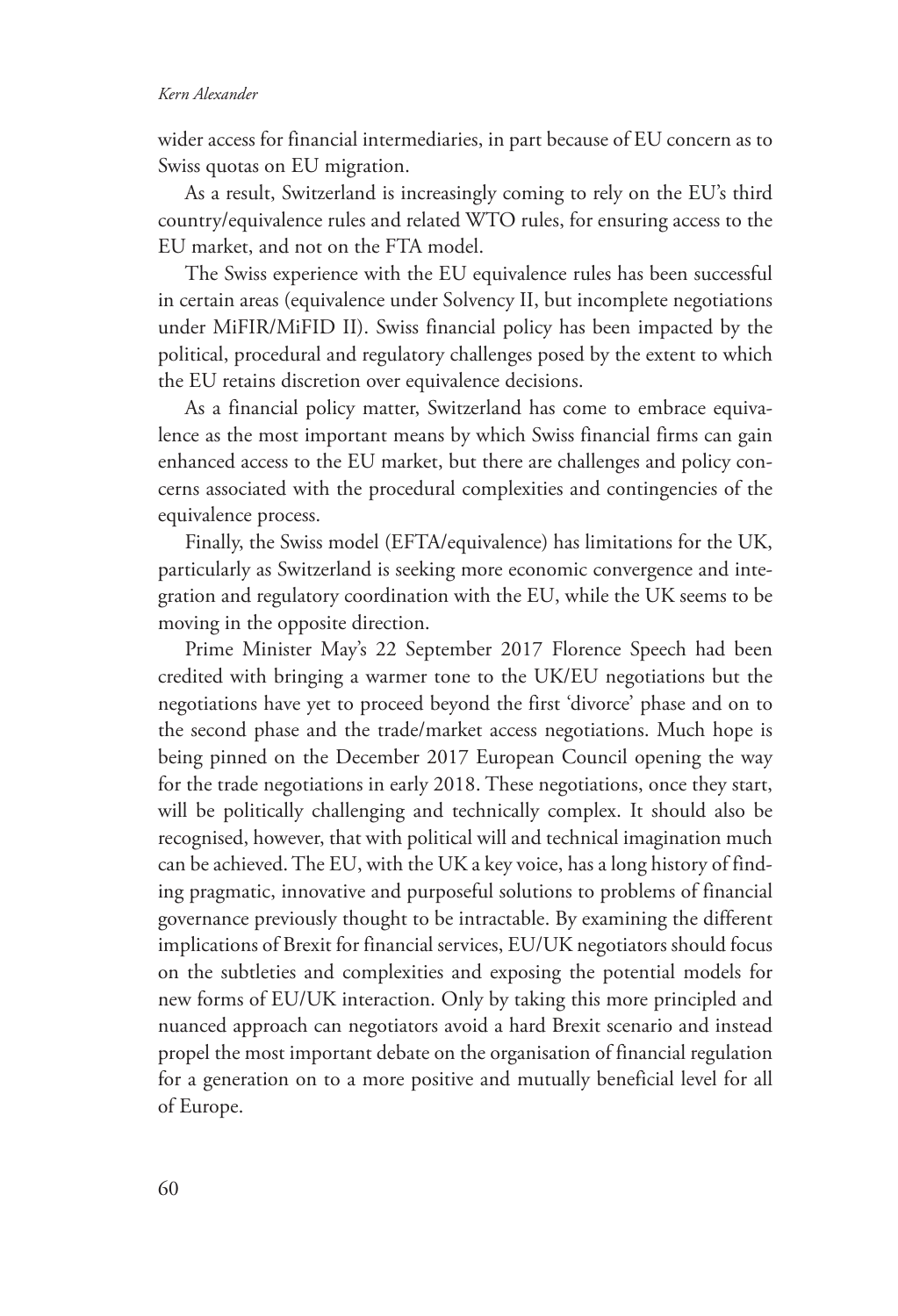wider access for financial intermediaries, in part because of EU concern as to Swiss quotas on EU migration.

As a result, Switzerland is increasingly coming to rely on the EU's third country/equivalence rules and related WTO rules, for ensuring access to the EU market, and not on the FTA model.

The Swiss experience with the EU equivalence rules has been successful in certain areas (equivalence under Solvency II, but incomplete negotiations under MiFIR/MiFID II). Swiss financial policy has been impacted by the political, procedural and regulatory challenges posed by the extent to which the EU retains discretion over equivalence decisions.

As a financial policy matter, Switzerland has come to embrace equivalence as the most important means by which Swiss financial firms can gain enhanced access to the EU market, but there are challenges and policy concerns associated with the procedural complexities and contingencies of the equivalence process.

Finally, the Swiss model (EFTA/equivalence) has limitations for the UK, particularly as Switzerland is seeking more economic convergence and integration and regulatory coordination with the EU, while the UK seems to be moving in the opposite direction.

Prime Minister May's 22 September 2017 Florence Speech had been credited with bringing a warmer tone to the UK/EU negotiations but the negotiations have yet to proceed beyond the first 'divorce' phase and on to the second phase and the trade/market access negotiations. Much hope is being pinned on the December 2017 European Council opening the way for the trade negotiations in early 2018. These negotiations, once they start, will be politically challenging and technically complex. It should also be recognised, however, that with political will and technical imagination much can be achieved. The EU, with the UK a key voice, has a long history of finding pragmatic, innovative and purposeful solutions to problems of financial governance previously thought to be intractable. By examining the different implications of Brexit for financial services, EU/UK negotiators should focus on the subtleties and complexities and exposing the potential models for new forms of EU/UK interaction. Only by taking this more principled and nuanced approach can negotiators avoid a hard Brexit scenario and instead propel the most important debate on the organisation of financial regulation for a generation on to a more positive and mutually beneficial level for all of Europe.